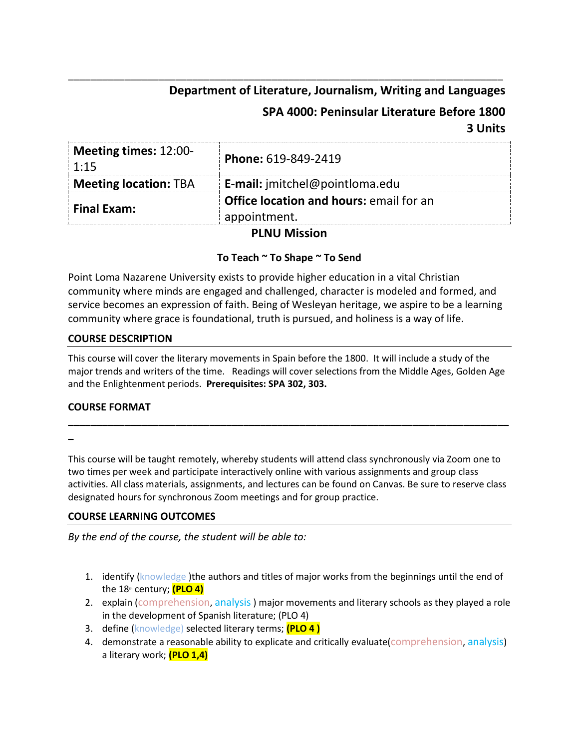---

**Department of Literature, Journalism, Writing and Languages**

**SPA 4000: Peninsular Literature Before 1800**
**3 Units**

| **Meeting times:** 12:00-1:15 | **Phone:** 619-849-2419 |
|---|---|
| **Meeting location:** TBA | **E-mail:** jmitchel@pointloma.edu |
| **Final Exam:** | **Office location and hours:** email for an appointment. |

## PLNU Mission

### To Teach ~ To Shape ~ To Send

Point Loma Nazarene University exists to provide higher education in a vital Christian community where minds are engaged and challenged, character is modeled and formed, and service becomes an expression of faith. Being of Wesleyan heritage, we aspire to be a learning community where grace is foundational, truth is pursued, and holiness is a way of life.

## COURSE DESCRIPTION

This course will cover the literary movements in Spain before the 1800. It will include a study of the major trends and writers of the time. Readings will cover selections from the Middle Ages, Golden Age and the Enlightenment periods. **Prerequisites: SPA 302, 303.**

## COURSE FORMAT

---

This course will be taught remotely, whereby students will attend class synchronously via Zoom one to two times per week and participate interactively online with various assignments and group class activities. All class materials, assignments, and lectures can be found on Canvas. Be sure to reserve class designated hours for synchronous Zoom meetings and for group practice.

## COURSE LEARNING OUTCOMES

*By the end of the course, the student will be able to:*

1. identify (knowledge )the authors and titles of major works from the beginnings until the end of the 18th century; **(PLO 4)**
2. explain (comprehension, analysis ) major movements and literary schools as they played a role in the development of Spanish literature; (PLO 4)
3. define (knowledge) selected literary terms; **(PLO 4 )**
4. demonstrate a reasonable ability to explicate and critically evaluate(comprehension, analysis) a literary work; **(PLO 1,4)**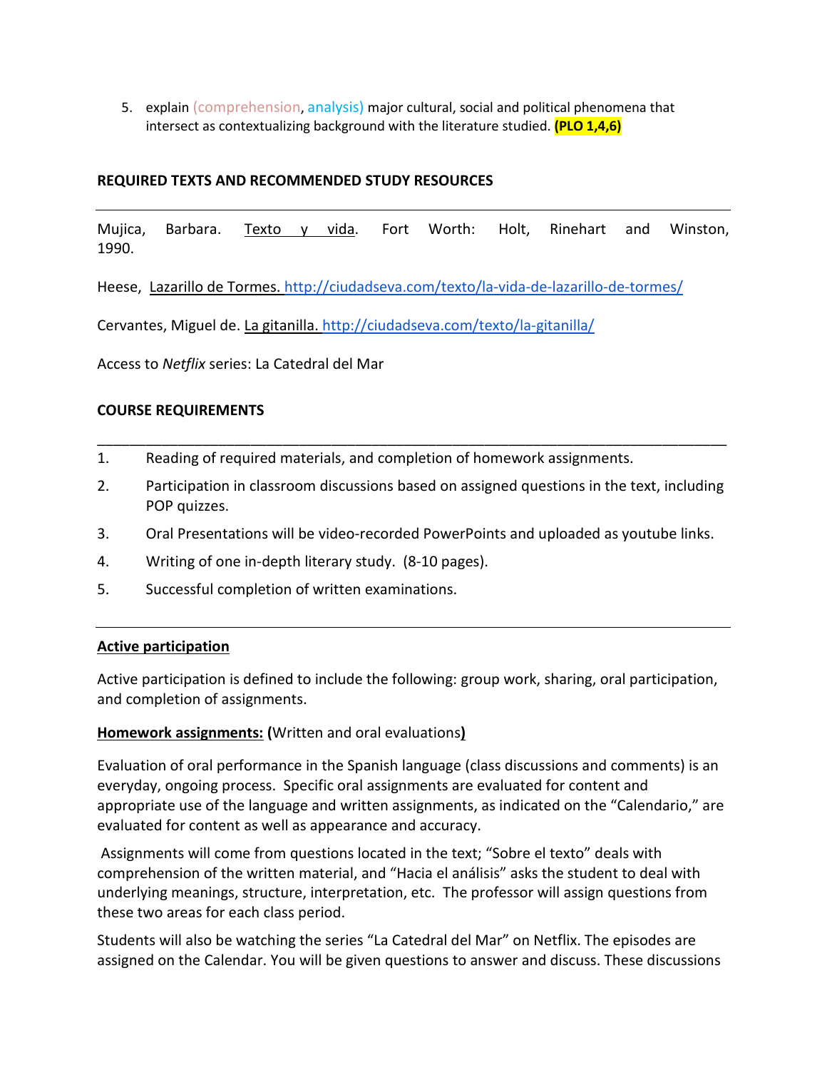5. explain (comprehension, analysis) major cultural, social and political phenomena that intersect as contextualizing background with the literature studied. **(PLO 1,4,6)**

**REQUIRED TEXTS AND RECOMMENDED STUDY RESOURCES**

---

Mujica, Barbara. Texto y vida. Fort Worth: Holt, Rinehart and Winston, 1990.

Heese, Lazarillo de Tormes. http://ciudadseva.com/texto/la-vida-de-lazarillo-de-tormes/

Cervantes, Miguel de. La gitanilla. http://ciudadseva.com/texto/la-gitanilla/

Access to *Netflix* series: La Catedral del Mar

**COURSE REQUIREMENTS**

---

1. Reading of required materials, and completion of homework assignments.
2. Participation in classroom discussions based on assigned questions in the text, including POP quizzes.
3. Oral Presentations will be video-recorded PowerPoints and uploaded as youtube links.
4. Writing of one in-depth literary study. (8-10 pages).
5. Successful completion of written examinations.

---

**Active participation**

Active participation is defined to include the following: group work, sharing, oral participation, and completion of assignments.

**Homework assignments: (**Written and oral evaluations**)**

Evaluation of oral performance in the Spanish language (class discussions and comments) is an everyday, ongoing process. Specific oral assignments are evaluated for content and appropriate use of the language and written assignments, as indicated on the "Calendario," are evaluated for content as well as appearance and accuracy.

Assignments will come from questions located in the text; "Sobre el texto" deals with comprehension of the written material, and "Hacia el análisis" asks the student to deal with underlying meanings, structure, interpretation, etc. The professor will assign questions from these two areas for each class period.

Students will also be watching the series "La Catedral del Mar" on Netflix. The episodes are assigned on the Calendar. You will be given questions to answer and discuss. These discussions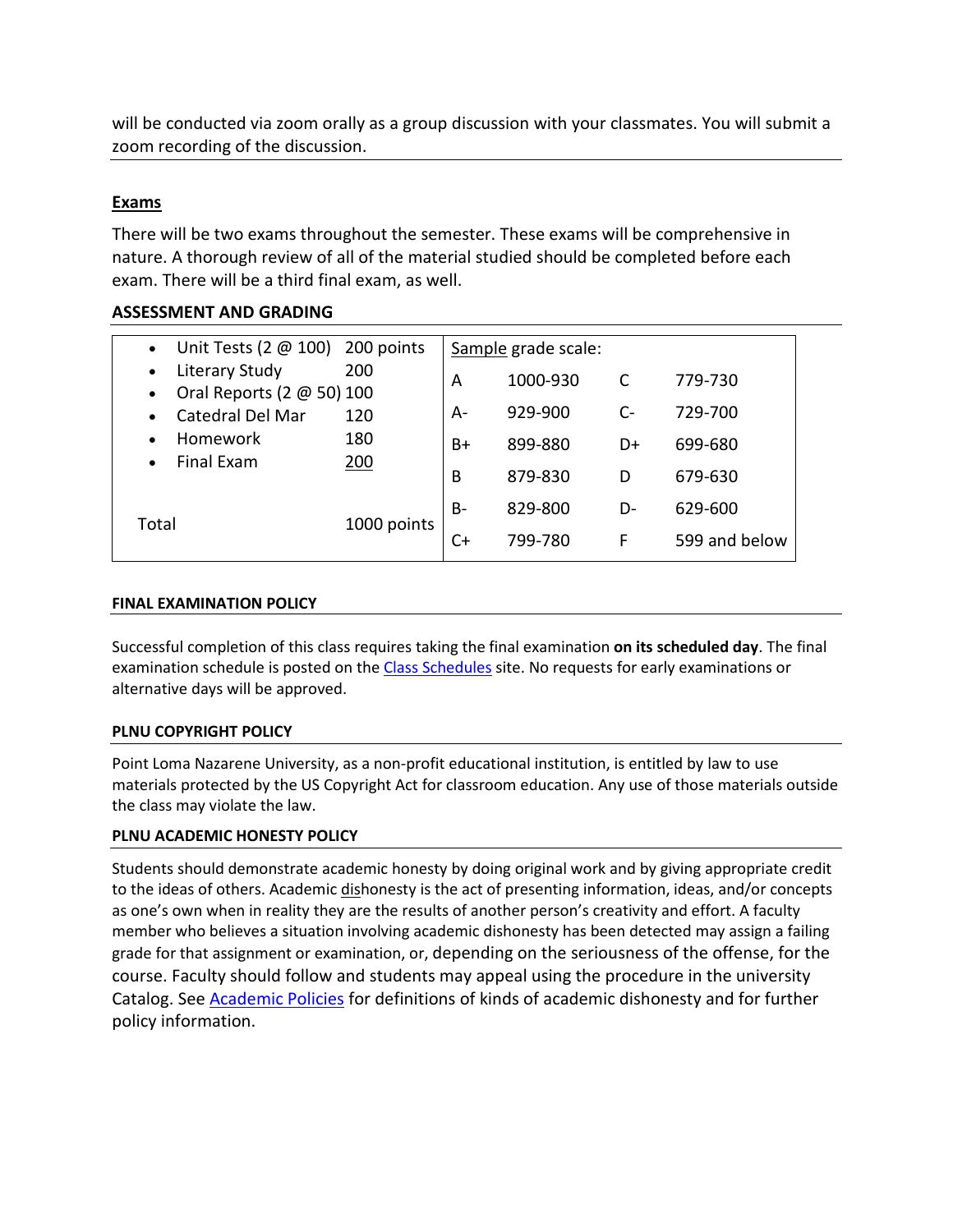will be conducted via zoom orally as a group discussion with your classmates. You will submit a zoom recording of the discussion.

**Exams**

There will be two exams throughout the semester. These exams will be comprehensive in nature. A thorough review of all of the material studied should be completed before each exam. There will be a third final exam, as well.

## ASSESSMENT AND GRADING

| | | Sample grade scale: | | | |
|---|---|---|---|---|---|
| • Unit Tests (2 @ 100) | 200 points | A | 1000-930 | C | 779-730 |
| • Literary Study | 200 | A- | 929-900 | C- | 729-700 |
| • Oral Reports (2 @ 50) | 100 | B+ | 899-880 | D+ | 699-680 |
| • Catedral Del Mar | 120 | B | 879-830 | D | 679-630 |
| • Homework | 180 | B- | 829-800 | D- | 629-600 |
| • Final Exam | 200 | C+ | 799-780 | F | 599 and below |
| Total | 1000 points | | | | |

### FINAL EXAMINATION POLICY

Successful completion of this class requires taking the final examination **on its scheduled day**. The final examination schedule is posted on the [Class Schedules] site. No requests for early examinations or alternative days will be approved.

### PLNU COPYRIGHT POLICY

Point Loma Nazarene University, as a non-profit educational institution, is entitled by law to use materials protected by the US Copyright Act for classroom education. Any use of those materials outside the class may violate the law.

### PLNU ACADEMIC HONESTY POLICY

Students should demonstrate academic honesty by doing original work and by giving appropriate credit to the ideas of others. Academic dishonesty is the act of presenting information, ideas, and/or concepts as one's own when in reality they are the results of another person's creativity and effort. A faculty member who believes a situation involving academic dishonesty has been detected may assign a failing grade for that assignment or examination, or, depending on the seriousness of the offense, for the course. Faculty should follow and students may appeal using the procedure in the university Catalog. See [Academic Policies] for definitions of kinds of academic dishonesty and for further policy information.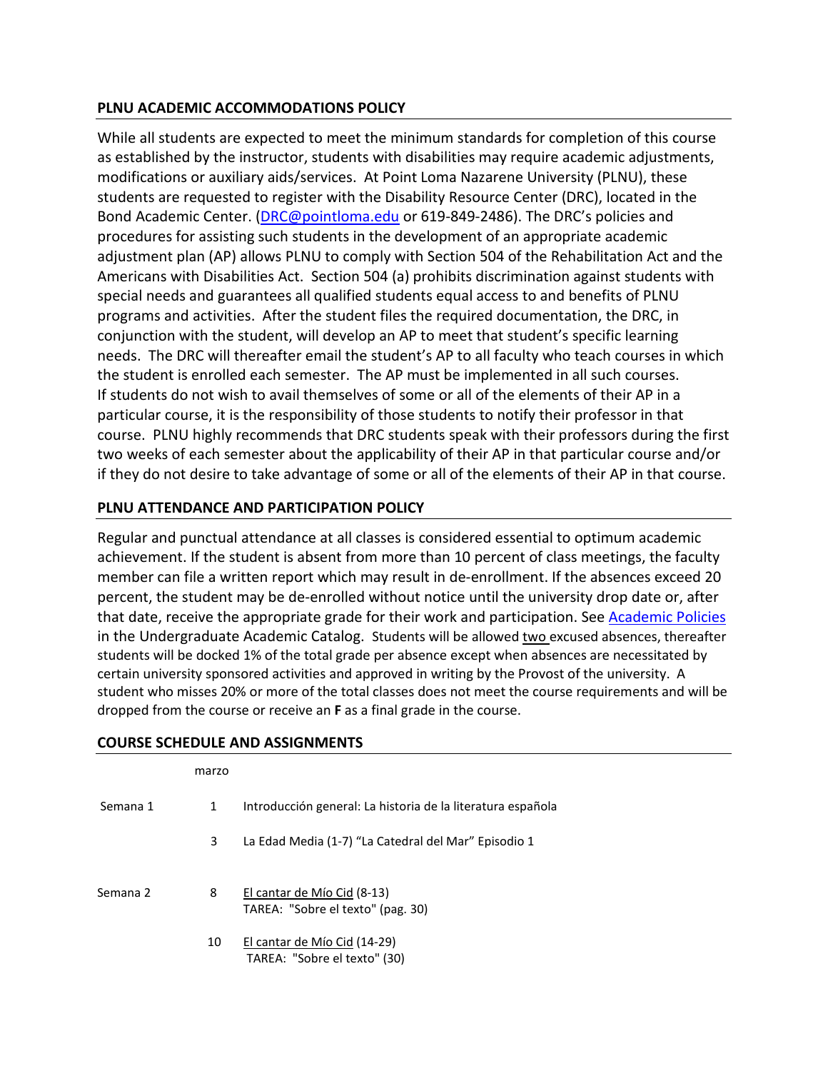## PLNU ACADEMIC ACCOMMODATIONS POLICY

While all students are expected to meet the minimum standards for completion of this course as established by the instructor, students with disabilities may require academic adjustments, modifications or auxiliary aids/services. At Point Loma Nazarene University (PLNU), these students are requested to register with the Disability Resource Center (DRC), located in the Bond Academic Center. (DRC@pointloma.edu or 619-849-2486). The DRC's policies and procedures for assisting such students in the development of an appropriate academic adjustment plan (AP) allows PLNU to comply with Section 504 of the Rehabilitation Act and the Americans with Disabilities Act. Section 504 (a) prohibits discrimination against students with special needs and guarantees all qualified students equal access to and benefits of PLNU programs and activities. After the student files the required documentation, the DRC, in conjunction with the student, will develop an AP to meet that student's specific learning needs. The DRC will thereafter email the student's AP to all faculty who teach courses in which the student is enrolled each semester. The AP must be implemented in all such courses. If students do not wish to avail themselves of some or all of the elements of their AP in a particular course, it is the responsibility of those students to notify their professor in that course. PLNU highly recommends that DRC students speak with their professors during the first two weeks of each semester about the applicability of their AP in that particular course and/or if they do not desire to take advantage of some or all of the elements of their AP in that course.

## PLNU ATTENDANCE AND PARTICIPATION POLICY

Regular and punctual attendance at all classes is considered essential to optimum academic achievement. If the student is absent from more than 10 percent of class meetings, the faculty member can file a written report which may result in de-enrollment. If the absences exceed 20 percent, the student may be de-enrolled without notice until the university drop date or, after that date, receive the appropriate grade for their work and participation. See Academic Policies in the Undergraduate Academic Catalog. Students will be allowed two excused absences, thereafter students will be docked 1% of the total grade per absence except when absences are necessitated by certain university sponsored activities and approved in writing by the Provost of the university. A student who misses 20% or more of the total classes does not meet the course requirements and will be dropped from the course or receive an **F** as a final grade in the course.

## COURSE SCHEDULE AND ASSIGNMENTS

| | marzo | |
|---|---|---|
| Semana 1 | 1 | Introducción general: La historia de la literatura española |
| | 3 | La Edad Media (1-7) "La Catedral del Mar" Episodio 1 |
| Semana 2 | 8 | El cantar de Mío Cid (8-13)<br>TAREA: "Sobre el texto" (pag. 30) |
| | 10 | El cantar de Mío Cid (14-29)<br>TAREA: "Sobre el texto" (30) |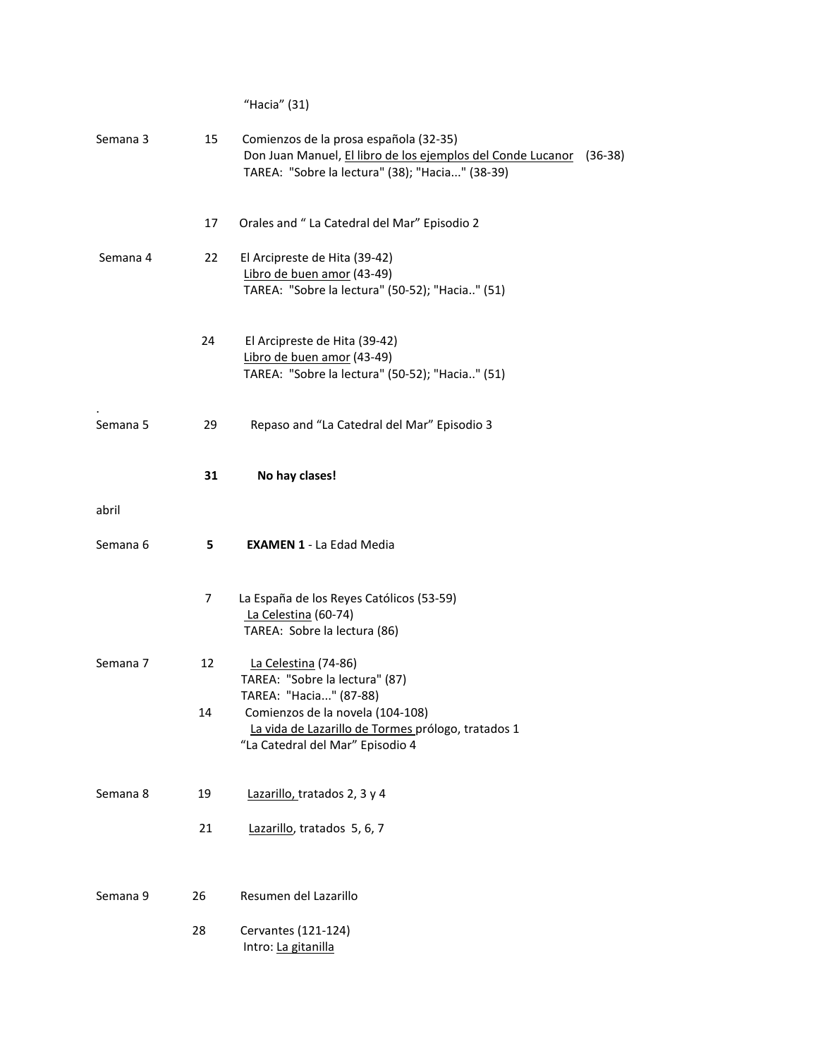| | | |
|---|---|---|
| | | "Hacia" (31) |
| Semana 3 | 15 | Comienzos de la prosa española (32-35)<br>Don Juan Manuel, <u>El libro de los ejemplos del Conde Lucanor</u> (36-38)<br>TAREA: "Sobre la lectura" (38); "Hacia..." (38-39) |
| | 17 | Orales and " La Catedral del Mar" Episodio 2 |
| Semana 4 | 22 | El Arcipreste de Hita (39-42)<br><u>Libro de buen amor</u> (43-49)<br>TAREA: "Sobre la lectura" (50-52); "Hacia.." (51) |
| | 24 | El Arcipreste de Hita (39-42)<br><u>Libro de buen amor</u> (43-49)<br>TAREA: "Sobre la lectura" (50-52); "Hacia.." (51) |
| Semana 5 | 29 | Repaso and "La Catedral del Mar" Episodio 3 |
| | **31** | **No hay clases!** |
| abril | | |
| Semana 6 | **5** | **EXAMEN 1** - La Edad Media |
| | 7 | La España de los Reyes Católicos (53-59)<br><u>La Celestina</u> (60-74)<br>TAREA: Sobre la lectura (86) |
| Semana 7 | 12 | <u>La Celestina</u> (74-86)<br>TAREA: "Sobre la lectura" (87)<br>TAREA: "Hacia..." (87-88) |
| | 14 | Comienzos de la novela (104-108)<br><u>La vida de Lazarillo de Tormes</u> prólogo, tratados 1<br>"La Catedral del Mar" Episodio 4 |
| Semana 8 | 19 | <u>Lazarillo,</u> tratados 2, 3 y 4 |
| | 21 | <u>Lazarillo</u>, tratados 5, 6, 7 |
| Semana 9 | 26 | Resumen del Lazarillo |
| | 28 | Cervantes (121-124)<br>Intro: <u>La gitanilla</u> |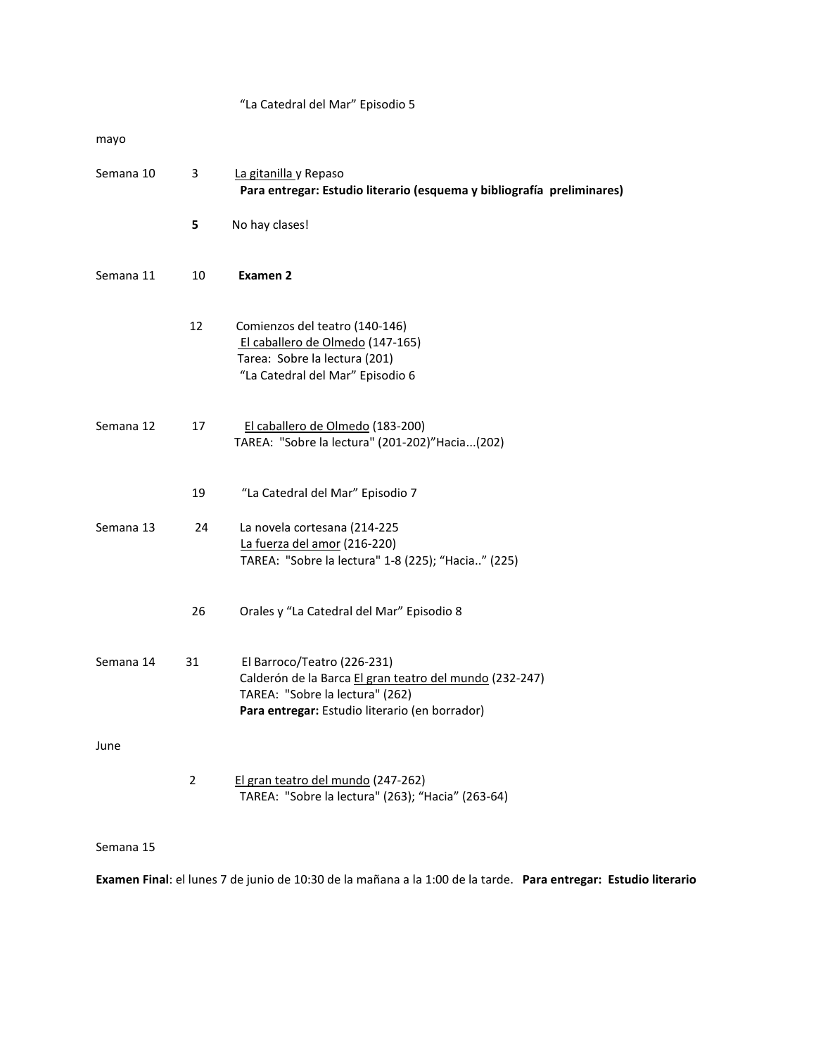"La Catedral del Mar" Episodio 5

mayo

| | | |
|---|---|---|
| Semana 10 | 3 | <u>La gitanilla</u> y Repaso<br>**Para entregar: Estudio literario (esquema y bibliografía preliminares)** |
| | **5** | No hay clases! |
| Semana 11 | 10 | **Examen 2** |
| | 12 | Comienzos del teatro (140-146)<br><u>El caballero de Olmedo</u> (147-165)<br>Tarea: Sobre la lectura (201)<br>"La Catedral del Mar" Episodio 6 |
| Semana 12 | 17 | <u>El caballero de Olmedo</u> (183-200)<br>TAREA: "Sobre la lectura" (201-202)"Hacia...(202) |
| | 19 | "La Catedral del Mar" Episodio 7 |
| Semana 13 | 24 | La novela cortesana (214-225<br><u>La fuerza del amor</u> (216-220)<br>TAREA: "Sobre la lectura" 1-8 (225); "Hacia.." (225) |
| | 26 | Orales y "La Catedral del Mar" Episodio 8 |
| Semana 14 | 31 | El Barroco/Teatro (226-231)<br>Calderón de la Barca <u>El gran teatro del mundo</u> (232-247)<br>TAREA: "Sobre la lectura" (262)<br>**Para entregar:** Estudio literario (en borrador) |

June

| | | |
|---|---|---|
| | 2 | <u>El gran teatro del mundo</u> (247-262)<br>TAREA: "Sobre la lectura" (263); "Hacia" (263-64) |

Semana 15

**Examen Final**: el lunes 7 de junio de 10:30 de la mañana a la 1:00 de la tarde. **Para entregar: Estudio literario**